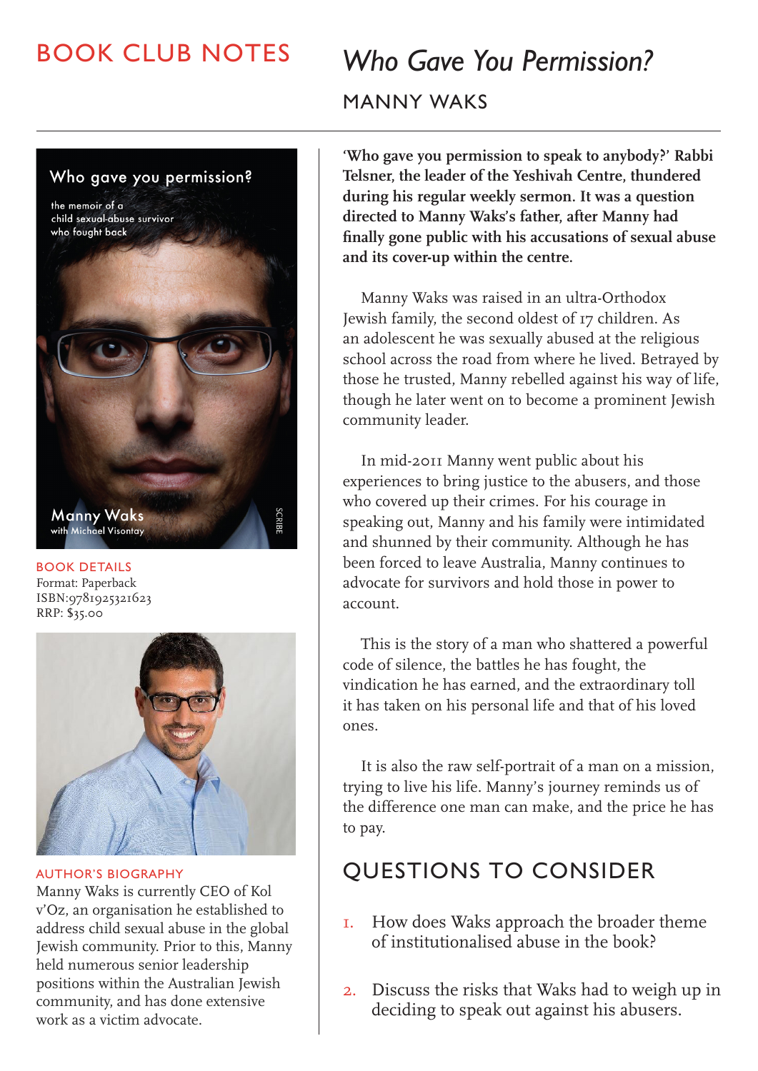# BOOK CLUB NOTES

# *Who Gave You Permission?*

## MANNY WAKS

Who gave you permission?

the memoir of a child sexual-abuse survivor who fought back

Manny Waks
with Michael Visontay

SCRIBE

### BOOK DETAILS

Format: Paperback
ISBN:9781925321623
RRP: $35.00

### AUTHOR'S BIOGRAPHY

Manny Waks is currently CEO of Kol v'Oz, an organisation he established to address child sexual abuse in the global Jewish community. Prior to this, Manny held numerous senior leadership positions within the Australian Jewish community, and has done extensive work as a victim advocate.

**'Who gave you permission to speak to anybody?' Rabbi Telsner, the leader of the Yeshivah Centre, thundered during his regular weekly sermon. It was a question directed to Manny Waks's father, after Manny had finally gone public with his accusations of sexual abuse and its cover-up within the centre.**

Manny Waks was raised in an ultra-Orthodox Jewish family, the second oldest of 17 children. As an adolescent he was sexually abused at the religious school across the road from where he lived. Betrayed by those he trusted, Manny rebelled against his way of life, though he later went on to become a prominent Jewish community leader.

In mid-2011 Manny went public about his experiences to bring justice to the abusers, and those who covered up their crimes. For his courage in speaking out, Manny and his family were intimidated and shunned by their community. Although he has been forced to leave Australia, Manny continues to advocate for survivors and hold those in power to account.

This is the story of a man who shattered a powerful code of silence, the battles he has fought, the vindication he has earned, and the extraordinary toll it has taken on his personal life and that of his loved ones.

It is also the raw self-portrait of a man on a mission, trying to live his life. Manny's journey reminds us of the difference one man can make, and the price he has to pay.

## QUESTIONS TO CONSIDER

1. How does Waks approach the broader theme of institutionalised abuse in the book?
2. Discuss the risks that Waks had to weigh up in deciding to speak out against his abusers.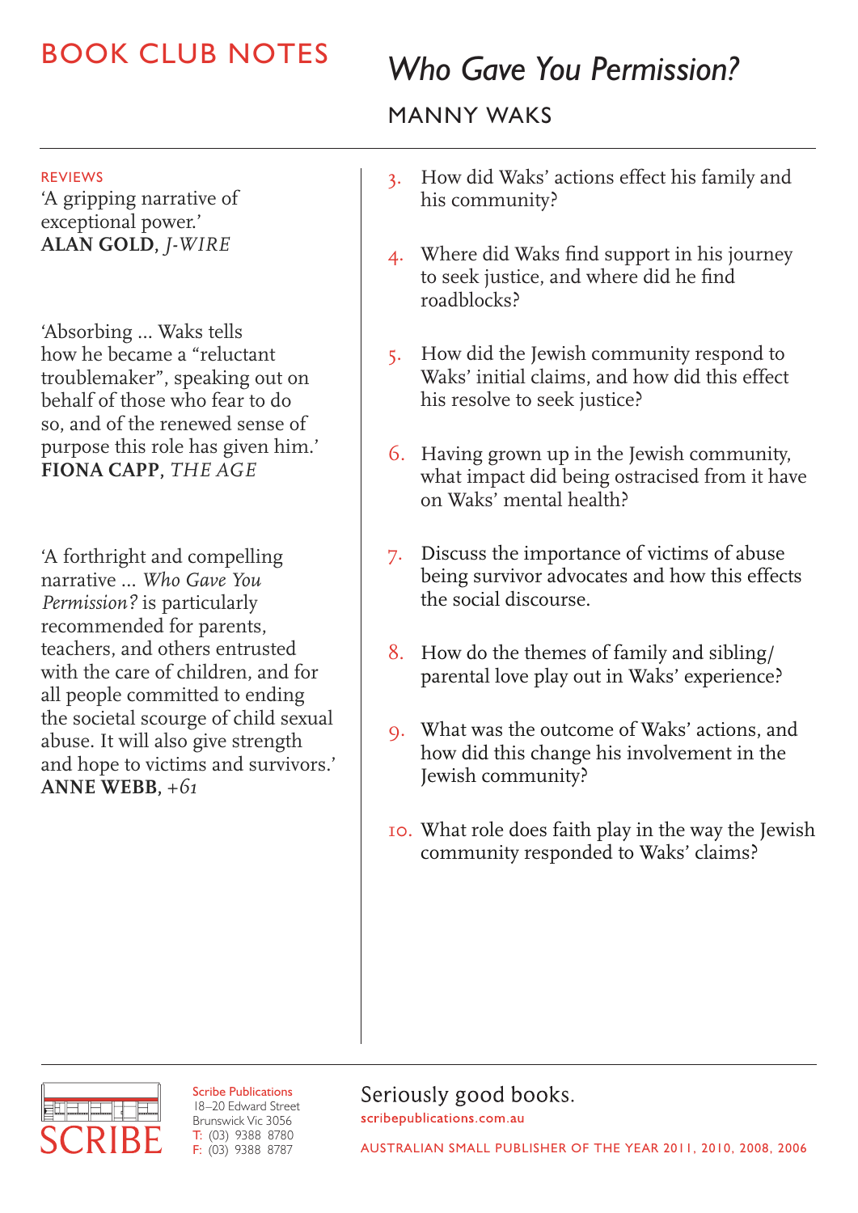# BOOK CLUB NOTES

# *Who Gave You Permission?*

## MANNY WAKS

### REVIEWS

'A gripping narrative of exceptional power.'
**ALAN GOLD**, *J-WIRE*

'Absorbing ... Waks tells how he became a "reluctant troublemaker", speaking out on behalf of those who fear to do so, and of the renewed sense of purpose this role has given him.'
**FIONA CAPP**, *THE AGE*

'A forthright and compelling narrative ... *Who Gave You Permission?* is particularly recommended for parents, teachers, and others entrusted with the care of children, and for all people committed to ending the societal scourge of child sexual abuse. It will also give strength and hope to victims and survivors.'
**ANNE WEBB**, *+61*

3. How did Waks' actions effect his family and his community?
4. Where did Waks find support in his journey to seek justice, and where did he find roadblocks?
5. How did the Jewish community respond to Waks' initial claims, and how did this effect his resolve to seek justice?
6. Having grown up in the Jewish community, what impact did being ostracised from it have on Waks' mental health?
7. Discuss the importance of victims of abuse being survivor advocates and how this effects the social discourse.
8. How do the themes of family and sibling/parental love play out in Waks' experience?
9. What was the outcome of Waks' actions, and how did this change his involvement in the Jewish community?
10. What role does faith play in the way the Jewish community responded to Waks' claims?

SCRIBE

Scribe Publications
18–20 Edward Street
Brunswick Vic 3056
T: (03) 9388 8780
F: (03) 9388 8787

Seriously good books.
scribepublications.com.au

AUSTRALIAN SMALL PUBLISHER OF THE YEAR 2011, 2010, 2008, 2006